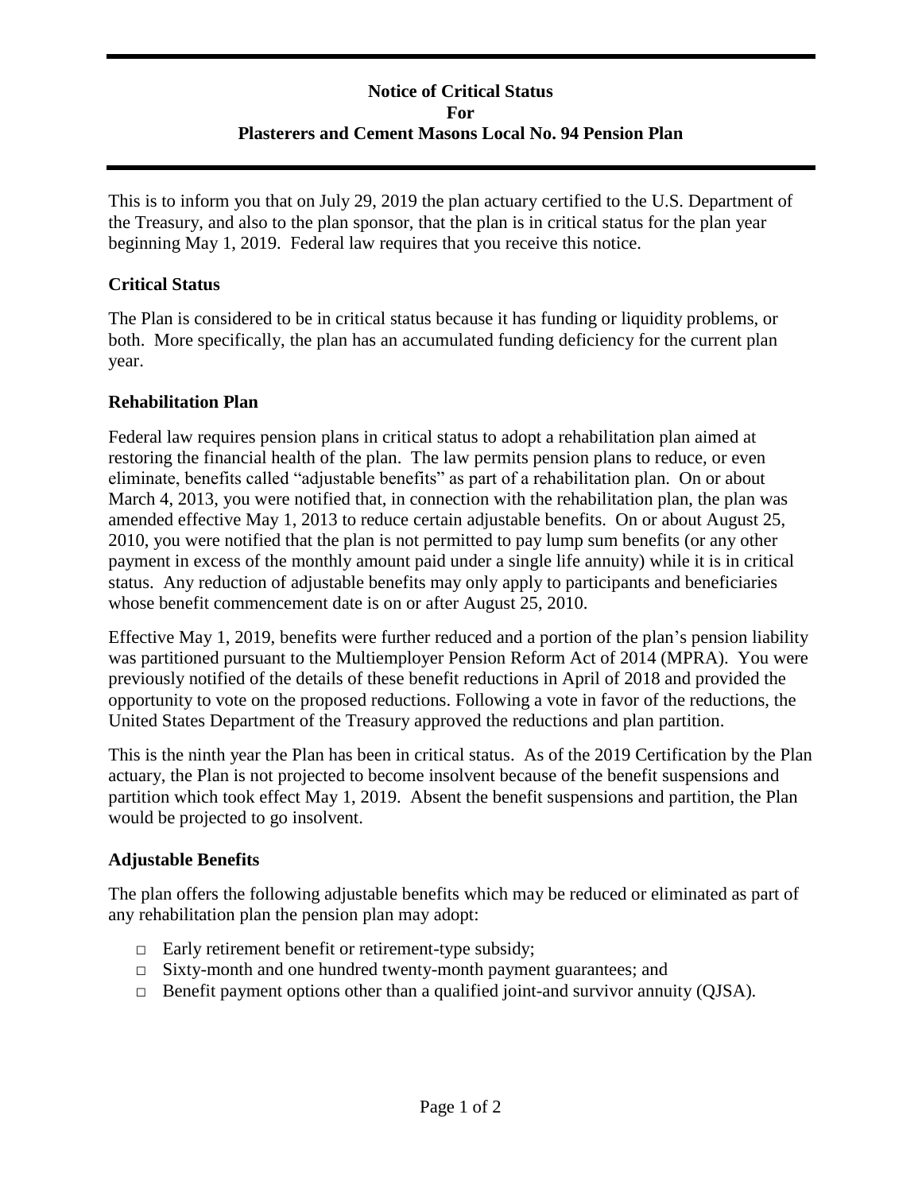# Notice of Critical Status
# For
# Plasterers and Cement Masons Local No. 94 Pension Plan

This is to inform you that on July 29, 2019 the plan actuary certified to the U.S. Department of the Treasury, and also to the plan sponsor, that the plan is in critical status for the plan year beginning May 1, 2019. Federal law requires that you receive this notice.

## Critical Status

The Plan is considered to be in critical status because it has funding or liquidity problems, or both. More specifically, the plan has an accumulated funding deficiency for the current plan year.

## Rehabilitation Plan

Federal law requires pension plans in critical status to adopt a rehabilitation plan aimed at restoring the financial health of the plan. The law permits pension plans to reduce, or even eliminate, benefits called "adjustable benefits" as part of a rehabilitation plan. On or about March 4, 2013, you were notified that, in connection with the rehabilitation plan, the plan was amended effective May 1, 2013 to reduce certain adjustable benefits. On or about August 25, 2010, you were notified that the plan is not permitted to pay lump sum benefits (or any other payment in excess of the monthly amount paid under a single life annuity) while it is in critical status. Any reduction of adjustable benefits may only apply to participants and beneficiaries whose benefit commencement date is on or after August 25, 2010.

Effective May 1, 2019, benefits were further reduced and a portion of the plan's pension liability was partitioned pursuant to the Multiemployer Pension Reform Act of 2014 (MPRA). You were previously notified of the details of these benefit reductions in April of 2018 and provided the opportunity to vote on the proposed reductions. Following a vote in favor of the reductions, the United States Department of the Treasury approved the reductions and plan partition.

This is the ninth year the Plan has been in critical status. As of the 2019 Certification by the Plan actuary, the Plan is not projected to become insolvent because of the benefit suspensions and partition which took effect May 1, 2019. Absent the benefit suspensions and partition, the Plan would be projected to go insolvent.

## Adjustable Benefits

The plan offers the following adjustable benefits which may be reduced or eliminated as part of any rehabilitation plan the pension plan may adopt:

- Early retirement benefit or retirement-type subsidy;
- Sixty-month and one hundred twenty-month payment guarantees; and
- Benefit payment options other than a qualified joint-and survivor annuity (QJSA).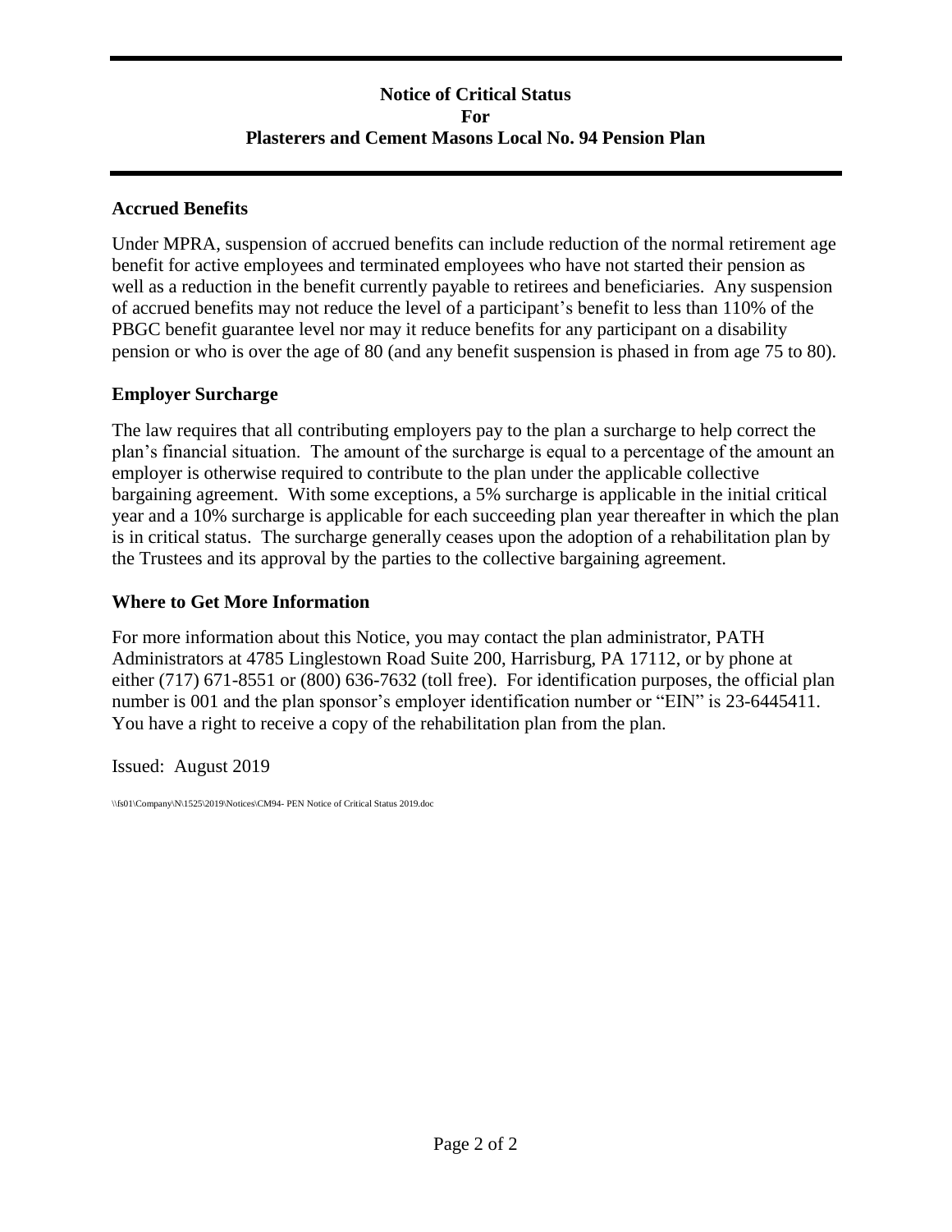**Notice of Critical Status**
**For**
**Plasterers and Cement Masons Local No. 94 Pension Plan**

### Accrued Benefits

Under MPRA, suspension of accrued benefits can include reduction of the normal retirement age benefit for active employees and terminated employees who have not started their pension as well as a reduction in the benefit currently payable to retirees and beneficiaries. Any suspension of accrued benefits may not reduce the level of a participant's benefit to less than 110% of the PBGC benefit guarantee level nor may it reduce benefits for any participant on a disability pension or who is over the age of 80 (and any benefit suspension is phased in from age 75 to 80).

### Employer Surcharge

The law requires that all contributing employers pay to the plan a surcharge to help correct the plan's financial situation. The amount of the surcharge is equal to a percentage of the amount an employer is otherwise required to contribute to the plan under the applicable collective bargaining agreement. With some exceptions, a 5% surcharge is applicable in the initial critical year and a 10% surcharge is applicable for each succeeding plan year thereafter in which the plan is in critical status. The surcharge generally ceases upon the adoption of a rehabilitation plan by the Trustees and its approval by the parties to the collective bargaining agreement.

### Where to Get More Information

For more information about this Notice, you may contact the plan administrator, PATH Administrators at 4785 Linglestown Road Suite 200, Harrisburg, PA 17112, or by phone at either (717) 671-8551 or (800) 636-7632 (toll free). For identification purposes, the official plan number is 001 and the plan sponsor's employer identification number or "EIN" is 23-6445411. You have a right to receive a copy of the rehabilitation plan from the plan.

Issued: August 2019

\\fs01\Company\N\1525\2019\Notices\CM94- PEN Notice of Critical Status 2019.doc